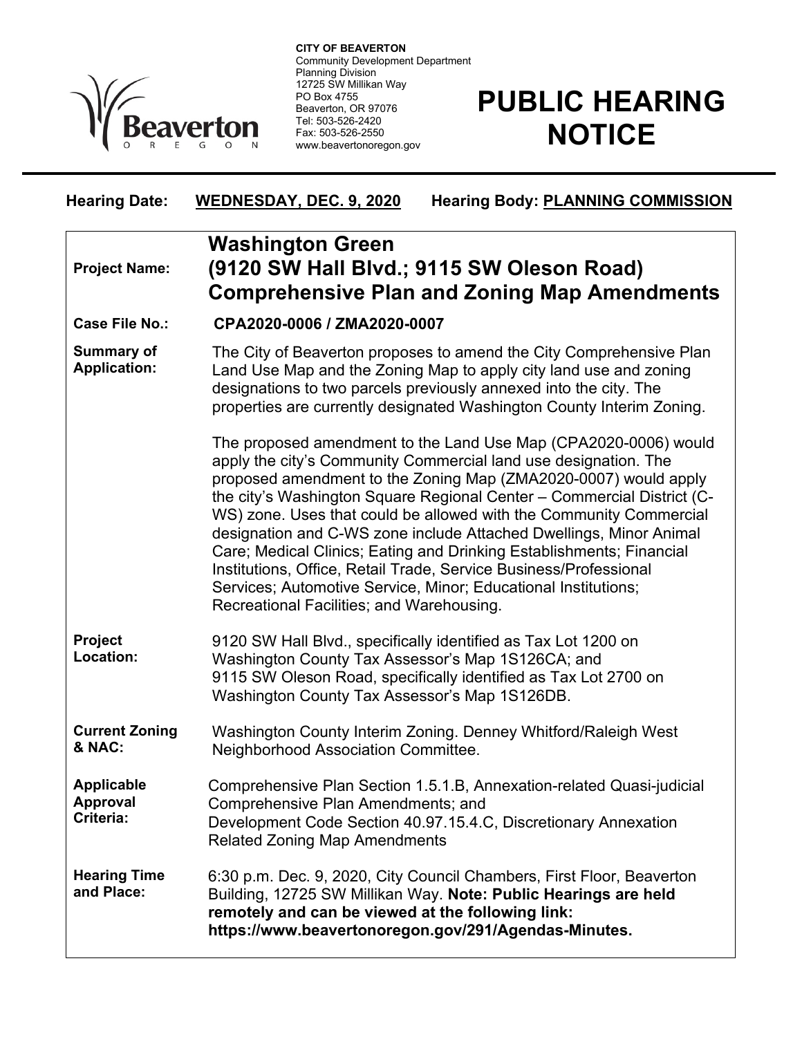**CITY OF BEAVERTON**
Community Development Department
Planning Division
12725 SW Millikan Way
PO Box 4755
Beaverton, OR 97076
Tel: 503-526-2420
Fax: 503-526-2550
www.beavertonoregon.gov

# PUBLIC HEARING NOTICE

**Hearing Date:** **WEDNESDAY, DEC. 9, 2020** **Hearing Body:** **PLANNING COMMISSION**

| | |
|---|---|
| **Project Name:** | **Washington Green (9120 SW Hall Blvd.; 9115 SW Oleson Road) Comprehensive Plan and Zoning Map Amendments** |
| **Case File No.:** | **CPA2020-0006 / ZMA2020-0007** |
| **Summary of Application:** | The City of Beaverton proposes to amend the City Comprehensive Plan Land Use Map and the Zoning Map to apply city land use and zoning designations to two parcels previously annexed into the city. The properties are currently designated Washington County Interim Zoning.<br><br>The proposed amendment to the Land Use Map (CPA2020-0006) would apply the city's Community Commercial land use designation. The proposed amendment to the Zoning Map (ZMA2020-0007) would apply the city's Washington Square Regional Center – Commercial District (C-WS) zone. Uses that could be allowed with the Community Commercial designation and C-WS zone include Attached Dwellings, Minor Animal Care; Medical Clinics; Eating and Drinking Establishments; Financial Institutions, Office, Retail Trade, Service Business/Professional Services; Automotive Service, Minor; Educational Institutions; Recreational Facilities; and Warehousing. |
| **Project Location:** | 9120 SW Hall Blvd., specifically identified as Tax Lot 1200 on Washington County Tax Assessor's Map 1S126CA; and 9115 SW Oleson Road, specifically identified as Tax Lot 2700 on Washington County Tax Assessor's Map 1S126DB. |
| **Current Zoning & NAC:** | Washington County Interim Zoning. Denney Whitford/Raleigh West Neighborhood Association Committee. |
| **Applicable Approval Criteria:** | Comprehensive Plan Section 1.5.1.B, Annexation-related Quasi-judicial Comprehensive Plan Amendments; and Development Code Section 40.97.15.4.C, Discretionary Annexation Related Zoning Map Amendments |
| **Hearing Time and Place:** | 6:30 p.m. Dec. 9, 2020, City Council Chambers, First Floor, Beaverton Building, 12725 SW Millikan Way. **Note: Public Hearings are held remotely and can be viewed at the following link: https://www.beavertonoregon.gov/291/Agendas-Minutes.** |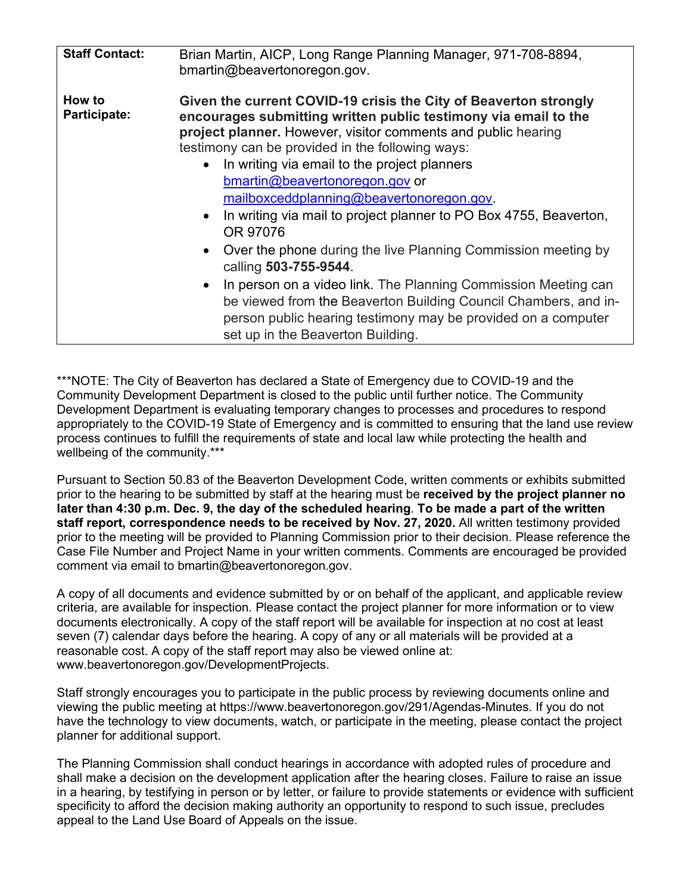| | |
|---|---|
| **Staff Contact:** | Brian Martin, AICP, Long Range Planning Manager, 971-708-8894, bmartin@beavertonoregon.gov. |
| **How to Participate:** | **Given the current COVID-19 crisis the City of Beaverton strongly encourages submitting written public testimony via email to the project planner.** However, visitor comments and public hearing testimony can be provided in the following ways:<br>• In writing via email to the project planners bmartin@beavertonoregon.gov or mailboxceddplanning@beavertonoregon.gov.<br>• In writing via mail to project planner to PO Box 4755, Beaverton, OR 97076<br>• Over the phone during the live Planning Commission meeting by calling **503-755-9544**.<br>• In person on a video link. The Planning Commission Meeting can be viewed from the Beaverton Building Council Chambers, and in-person public hearing testimony may be provided on a computer set up in the Beaverton Building. |

***NOTE: The City of Beaverton has declared a State of Emergency due to COVID-19 and the Community Development Department is closed to the public until further notice. The Community Development Department is evaluating temporary changes to processes and procedures to respond appropriately to the COVID-19 State of Emergency and is committed to ensuring that the land use review process continues to fulfill the requirements of state and local law while protecting the health and wellbeing of the community.***

Pursuant to Section 50.83 of the Beaverton Development Code, written comments or exhibits submitted prior to the hearing to be submitted by staff at the hearing must be **received by the project planner no later than 4:30 p.m. Dec. 9, the day of the scheduled hearing**. **To be made a part of the written staff report, correspondence needs to be received by Nov. 27, 2020.** All written testimony provided prior to the meeting will be provided to Planning Commission prior to their decision. Please reference the Case File Number and Project Name in your written comments. Comments are encouraged be provided comment via email to bmartin@beavertonoregon.gov.

A copy of all documents and evidence submitted by or on behalf of the applicant, and applicable review criteria, are available for inspection. Please contact the project planner for more information or to view documents electronically. A copy of the staff report will be available for inspection at no cost at least seven (7) calendar days before the hearing. A copy of any or all materials will be provided at a reasonable cost. A copy of the staff report may also be viewed online at: www.beavertonoregon.gov/DevelopmentProjects.

Staff strongly encourages you to participate in the public process by reviewing documents online and viewing the public meeting at https://www.beavertonoregon.gov/291/Agendas-Minutes. If you do not have the technology to view documents, watch, or participate in the meeting, please contact the project planner for additional support.

The Planning Commission shall conduct hearings in accordance with adopted rules of procedure and shall make a decision on the development application after the hearing closes. Failure to raise an issue in a hearing, by testifying in person or by letter, or failure to provide statements or evidence with sufficient specificity to afford the decision making authority an opportunity to respond to such issue, precludes appeal to the Land Use Board of Appeals on the issue.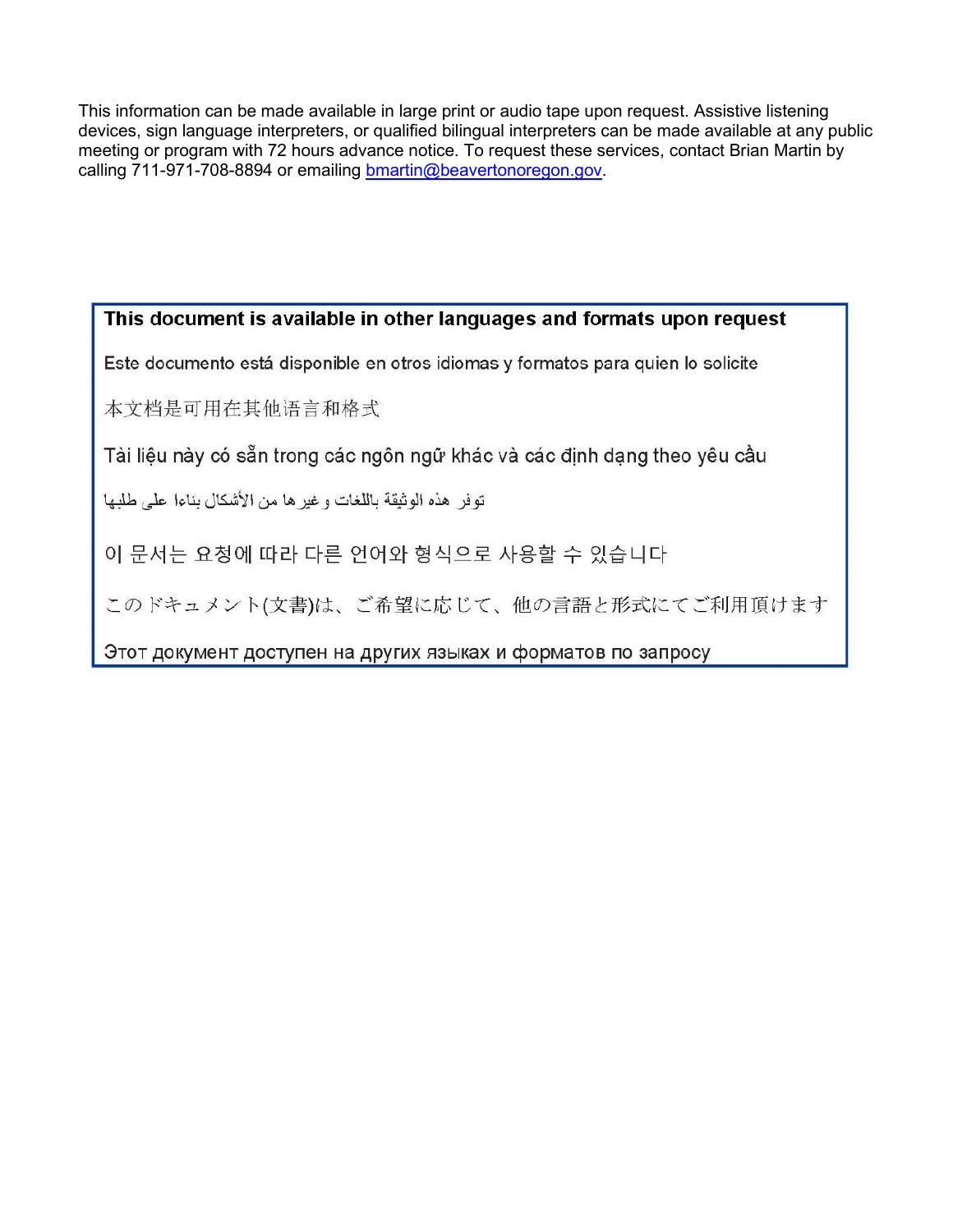This information can be made available in large print or audio tape upon request. Assistive listening devices, sign language interpreters, or qualified bilingual interpreters can be made available at any public meeting or program with 72 hours advance notice. To request these services, contact Brian Martin by calling 711-971-708-8894 or emailing bmartin@beavertonoregon.gov.

**This document is available in other languages and formats upon request**

Este documento está disponible en otros idiomas y formatos para quien lo solicite

本文档是可用在其他语言和格式

Tài liệu này có sẵn trong các ngôn ngữ khác và các định dạng theo yêu cầu

توفر هذه الوثيقة باللغات وغيرها من الأشكال بناءا على طلبها

이 문서는 요청에 따라 다른 언어와 형식으로 사용할 수 있습니다

このドキュメント(文書)は、ご希望に応じて、他の言語と形式にてご利用頂けます

Этот документ доступен на других языках и форматов по запросу